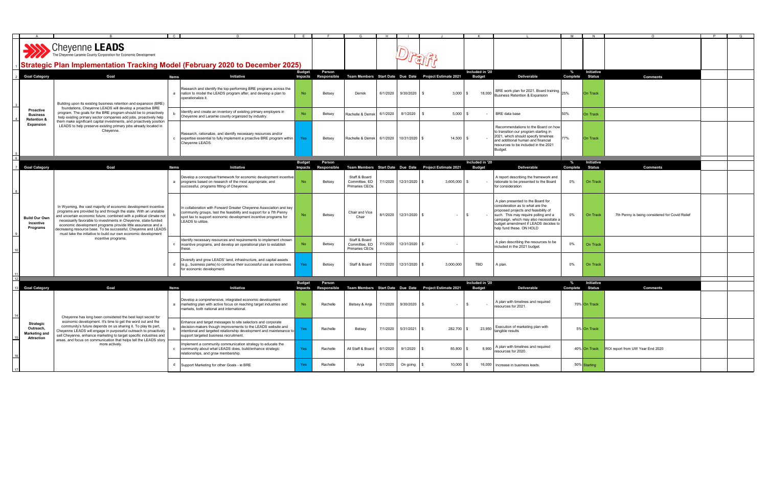# Cheyenne LEADS

The Cheyenne-Laramie County Corporation for Economic Development

## Strategic Plan Implementation Tracking Model (February 2020 to December 2025)

Draft

| Goal Category | Goal | Items | Initiative | Budget Impacts | Person Responsible | Team Members | Start Date | Due Date | Project Estimate 2021 | Included in '20 Budget | Deliverable | % Complete | Initiative Status | Comments |
|---|---|---|---|---|---|---|---|---|---|---|---|---|---|---|
| Proactive Business Retention & Expansion | Building upon its existing business retention and expansion (BRE) foundations, Cheyenne LEADS will develop a proactive BRE program. The goals for the BRE program should be to proactively help existing primary sector companies add jobs, proactively help them make significant capital investments, and proactively position LEADS to help preserve existing primary jobs already located in Cheyenne. | a | Research and identify the top-performing BRE programs across the nation to model the LEADS program after, and develop a plan to operationalize it. | No | Betsey | Derrek | 6/1/2020 | 9/30/2020 | $ 3,000 | $ 18,000 | BRE work plan for 2021. Board training Business Retention & Expansion | 25% | On Track | |
| | | b | Identify and create an inventory of existing primary employers in Cheyenne and Laramie county organized by industry. | No | Betsey | Rachelle & Derrek | 6/1/2020 | 8/1/2020 | $ 5,000 | $ - | BRE data base | 50% | On Track | |
| | | c | Research, rationalize, and identify necessary resources and/or expertise essential to fully implement a proactive BRE program within Cheyenne LEADS. | Yes | Betsey | Rachelle & Derrek | 6/1/2020 | 10/31/2020 | $ 14,500 | $ - | Recommendations to the Board on how to transition our program starting in 2021, which should specify timelines and additional human and financial resources to be included in the 2021 Budget. | 77% | On Track | |

| Goal Category | Goal | Items | Initiative | Budget Impacts | Person Responsible | Team Members | Start Date | Due Date | Project Estimate 2021 | Included in '20 Budget | Deliverable | % Complete | Initiative Status | Comments |
|---|---|---|---|---|---|---|---|---|---|---|---|---|---|---|
| Build Our Own Incentive Programs | In Wyoming, the vast majority of economic development incentive programs are provided by and through the state. With an unstable and uncertain economic future, combined with a political climate not necessarily favorable to investments in Cheyenne, state-funded economic development programs provide little assurance and a decreasing resource base. To be successful, Cheyenne and LEADS must take the initiative to build our own economic development incentive programs. | a | Develop a conceptual framework for economic development incentive programs based on research of the most appropriate, and successful, programs fitting of Cheyenne. | No | Betsey | Staff & Board Committee, ED Primaries CEOs | 7/1/2020 | 12/31/2020 | $ 3,605,000 | $ - | A report describing the framework and rationale to be presented to the Board for consideration | 0% | On Track | |
| | | b | In collaboration with Forward Greater Cheyenne Association and key community groups, test the feasibility and support for a 7th Penny spot tax to support economic development incentive programs for LEADS to utilize. | No | Betsey | Chair and Vice Chair | 8/1/2020 | 12/31/2020 | $ - | $ - | A plan presented to the Board for consideration as to what are the proposed projects and feasibility of such. This may require polling and a campaign, which may also necessitate a budget amendment if LEADS decides to help fund these. ON HOLD | 0% | On Track | 7th Penny is being considered for Covid Relief |
| | | c | Identify necessary resources and requirements to implement chosen incentive programs, and develop an operational plan to establish these. | No | Betsey | Staff & Board Committee, ED Primaries CEOs | 7/1/2020 | 12/31/2020 | $ - | | A plan describing the resources to be included in the 2021 budget. | 0% | On Track | |
| | | d | Diversify and grow LEADS' land, infrastructure, and capital assets (e.g., business parks) to continue their successful use as incentives for economic development. | Yes | Betsey | Staff & Board | 7/1/2020 | 12/31/2020 | $ 3,000,000 | TBD | A plan. | 0% | On Track | |

| Goal Category | Goal | Items | Initiative | Budget Impacts | Person Responsible | Team Members | Start Date | Due Date | Project Estimate 2021 | Included in '20 Budget | Deliverable | % Complete | Initiative Status | Comments |
|---|---|---|---|---|---|---|---|---|---|---|---|---|---|---|
| Strategic Outreach, Marketing and Attraction | Cheyenne has long been considered the best kept secret for economic development. It's time to get the word out and the community's future depends on us sharing it. To play its part, Cheyenne LEADS will engage in purposeful outreach to proactively sell Cheyenne, enhance marketing to target specific industries and areas, and focus on communication that helps tell the LEADS story more actively. | a | Develop a comprehensive, integrated economic development marketing plan with active focus on reaching target industries and markets, both national and international. | No | Rachelle | Betsey & Anja | 7/1/2020 | 9/30/2020 | $ - | $ - | A plan with timelines and required resources for 2021. | 70% | On Track | |
| | | b | Enhance and target messages to site selectors and corporate decision-makers though improvements to the LEADS website and intentional and targeted relationship development and maintenance to support targeted business recruitment. | Yes | Rachelle | Betsey | 7/1/2020 | 5/31/2021 | $ 282,700 | $ 23,950 | Execution of marketing plan with tangible results | 5% | On Track | |
| | | c | Implement a community communication strategy to educate the community about what LEADS does, build/enhance strategic relationships, and grow membership. | Yes | Rachelle | All Staff & Board | 6/1/2020 | 9/1/2020 | $ 85,800 | $ 8,900 | A plan with timelines and required resources for 2020. | 40% | On Track | ROI report from UW Year End 2020 |
| | | d | Support Marketing for other Goals - ie BRE | Yes | Rachelle | Anja | 6/1/2020 | On going | $ 10,000 | $ 16,000 | Increase in business leads. | 50% | Starting | |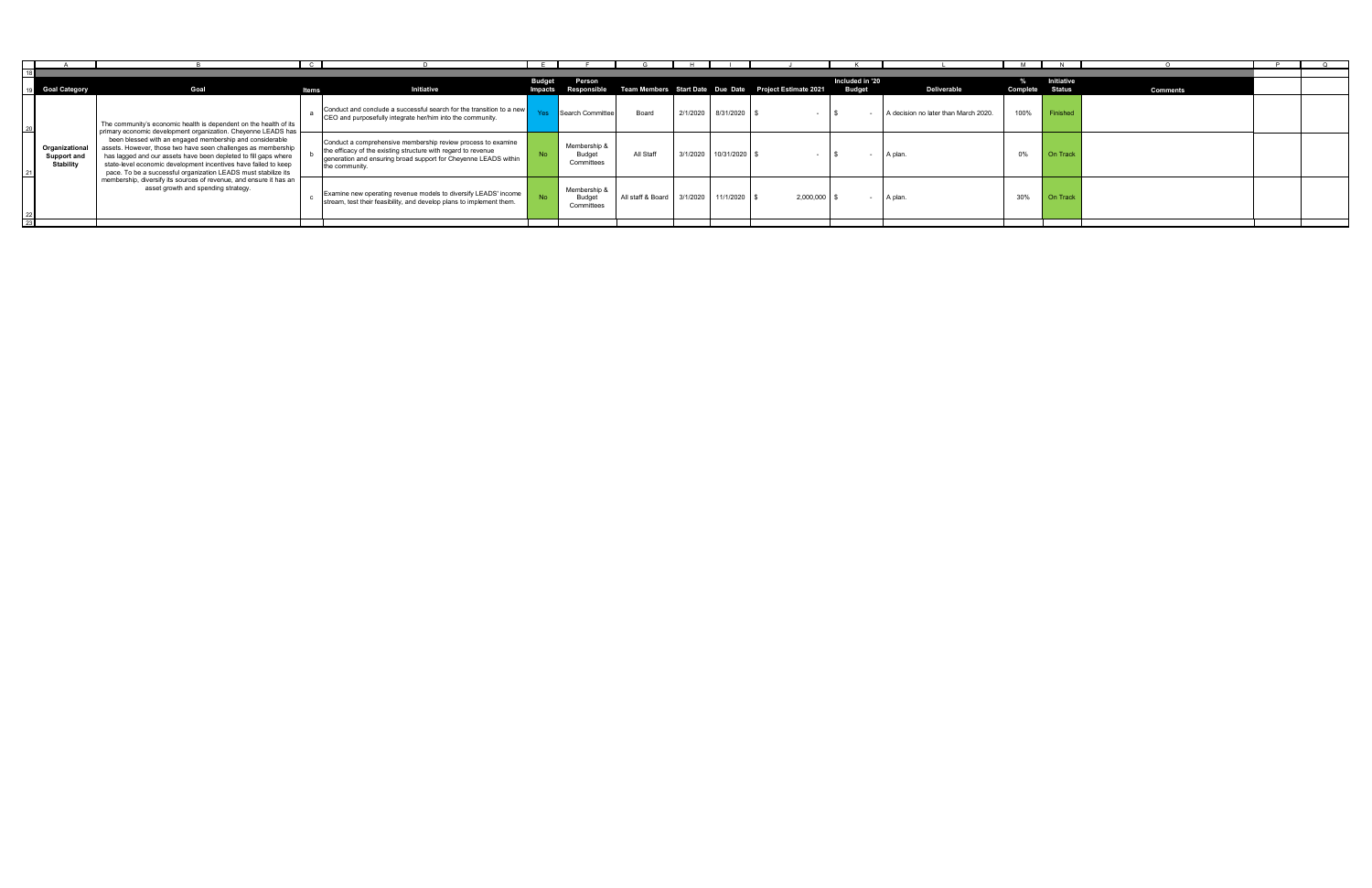| Goal Category | Goal | Items | Initiative | Budget Impacts | Person Responsible | Team Members | Start Date | Due Date | Project Estimate 2021 | Included in '20 Budget | Deliverable | % Complete | Initiative Status | Comments |
|---|---|---|---|---|---|---|---|---|---|---|---|---|---|---|
| Organizational Support and Stability | The community's economic health is dependent on the health of its primary economic development organization. Cheyenne LEADS has been blessed with an engaged membership and considerable assets. However, those two have seen challenges as membership has lagged and our assets have been depleted to fill gaps where state-level economic development incentives have failed to keep pace. To be a successful organization LEADS must stabilize its membership, diversify its sources of revenue, and ensure it has an asset growth and spending strategy. | a | Conduct and conclude a successful search for the transition to a new CEO and purposefully integrate her/him into the community. | Yes | Search Committee | Board | 2/1/2020 | 8/31/2020 | $ - | $ - | A decision no later than March 2020. | 100% | Finished | |
| | | b | Conduct a comprehensive membership review process to examine the efficacy of the existing structure with regard to revenue generation and ensuring broad support for Cheyenne LEADS within the community. | No | Membership & Budget Committees | All Staff | 3/1/2020 | 10/31/2020 | $ - | $ - | A plan. | 0% | On Track | |
| | | c | Examine new operating revenue models to diversify LEADS' income stream, test their feasibility, and develop plans to implement them. | No | Membership & Budget Committees | All staff & Board | 3/1/2020 | 11/1/2020 | $ 2,000,000 | $ - | A plan. | 30% | On Track | |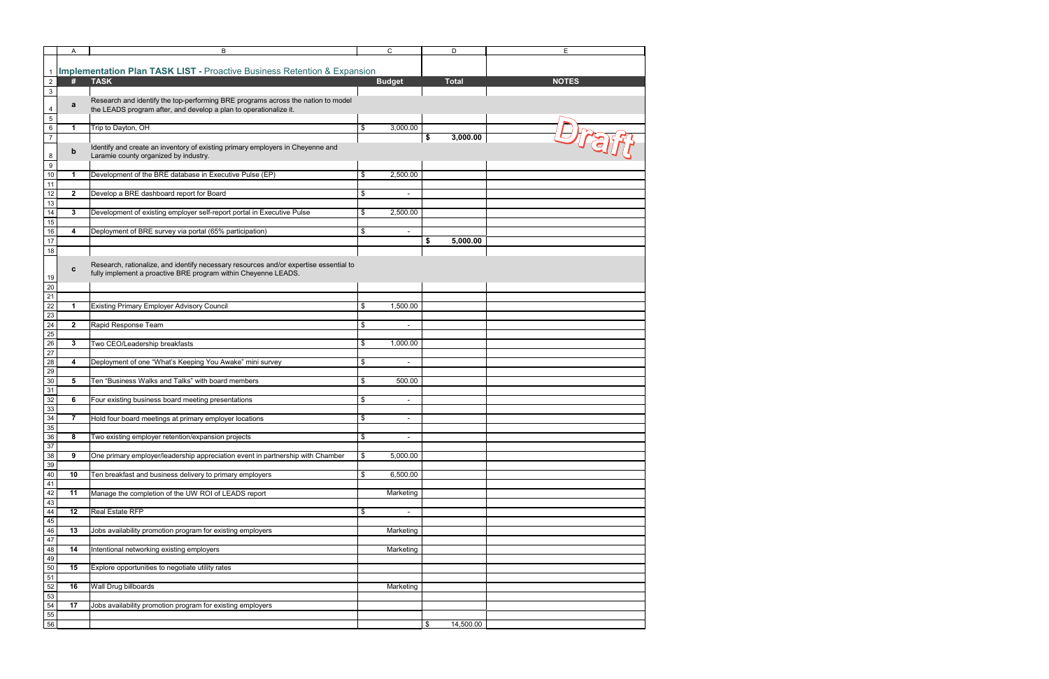# Implementation Plan TASK LIST - Proactive Business Retention & Expansion

| # | TASK | Budget | Total | NOTES |
|---|---|---|---|---|
| **a** | Research and identify the top-performing BRE programs across the nation to model the LEADS program after, and develop a plan to operationalize it. | | | |
| **1** | Trip to Dayton, OH | $ 3,000.00 | | Draft |
| | | | **$ 3,000.00** | |
| **b** | Identify and create an inventory of existing primary employers in Cheyenne and Laramie county organized by industry. | | | |
| **1** | Development of the BRE database in Executive Pulse (EP) | $ 2,500.00 | | |
| **2** | Develop a BRE dashboard report for Board | $ - | | |
| **3** | Development of existing employer self-report portal in Executive Pulse | $ 2,500.00 | | |
| **4** | Deployment of BRE survey via portal (65% participation) | $ - | | |
| | | | **$ 5,000.00** | |
| **c** | Research, rationalize, and identify necessary resources and/or expertise essential to fully implement a proactive BRE program within Cheyenne LEADS. | | | |
| **1** | Existing Primary Employer Advisory Council | $ 1,500.00 | | |
| **2** | Rapid Response Team | $ - | | |
| **3** | Two CEO/Leadership breakfasts | $ 1,000.00 | | |
| **4** | Deployment of one "What's Keeping You Awake" mini survey | $ - | | |
| **5** | Ten "Business Walks and Talks" with board members | $ 500.00 | | |
| **6** | Four existing business board meeting presentations | $ - | | |
| **7** | Hold four board meetings at primary employer locations | $ - | | |
| **8** | Two existing employer retention/expansion projects | $ - | | |
| **9** | One primary employer/leadership appreciation event in partnership with Chamber | $ 5,000.00 | | |
| **10** | Ten breakfast and business delivery to primary employers | $ 6,500.00 | | |
| **11** | Manage the completion of the UW ROI of LEADS report | Marketing | | |
| **12** | Real Estate RFP | $ - | | |
| **13** | Jobs availability promotion program for existing employers | Marketing | | |
| **14** | Intentional networking existing employers | Marketing | | |
| **15** | Explore opportunities to negotiate utility rates | | | |
| **16** | Wall Drug billboards | Marketing | | |
| **17** | Jobs availability promotion program for existing employers | | | |
| | | | $ 14,500.00 | |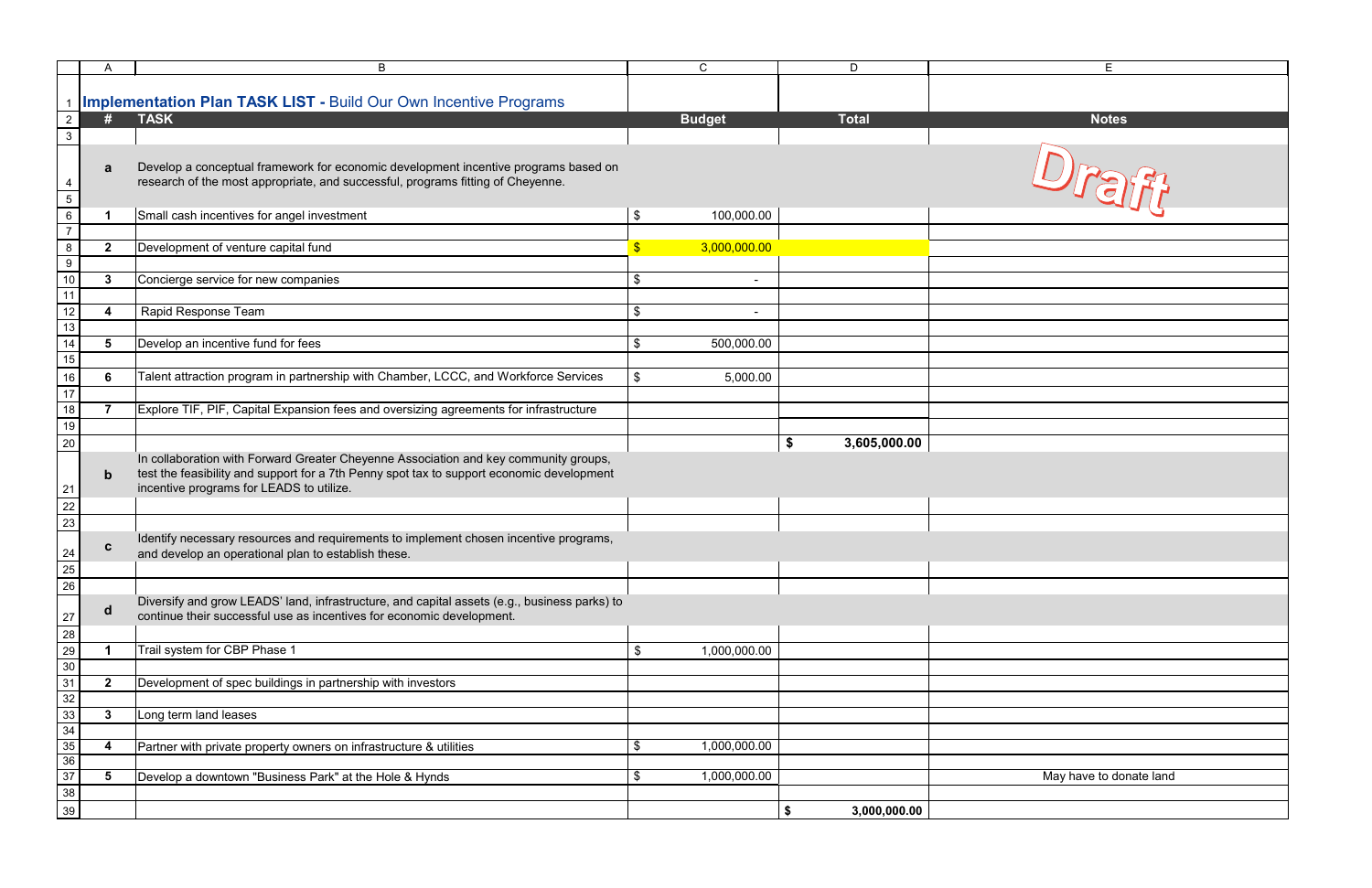# Implementation Plan TASK LIST - Build Our Own Incentive Programs

Draft

| # | TASK | Budget | Total | Notes |
|---|---|---|---|---|
| a | Develop a conceptual framework for economic development incentive programs based on research of the most appropriate, and successful, programs fitting of Cheyenne. | | | |
| 1 | Small cash incentives for angel investment | $ 100,000.00 | | |
| 2 | Development of venture capital fund | $ 3,000,000.00 | | |
| 3 | Concierge service for new companies | $ - | | |
| 4 | Rapid Response Team | $ - | | |
| 5 | Develop an incentive fund for fees | $ 500,000.00 | | |
| 6 | Talent attraction program in partnership with Chamber, LCCC, and Workforce Services | $ 5,000.00 | | |
| 7 | Explore TIF, PIF, Capital Expansion fees and oversizing agreements for infrastructure | | | |
| | | | **$ 3,605,000.00** | |
| b | In collaboration with Forward Greater Cheyenne Association and key community groups, test the feasibility and support for a 7th Penny spot tax to support economic development incentive programs for LEADS to utilize. | | | |
| c | Identify necessary resources and requirements to implement chosen incentive programs, and develop an operational plan to establish these. | | | |
| d | Diversify and grow LEADS' land, infrastructure, and capital assets (e.g., business parks) to continue their successful use as incentives for economic development. | | | |
| 1 | Trail system for CBP Phase 1 | $ 1,000,000.00 | | |
| 2 | Development of spec buildings in partnership with investors | | | |
| 3 | Long term land leases | | | |
| 4 | Partner with private property owners on infrastructure & utilities | $ 1,000,000.00 | | |
| 5 | Develop a downtown "Business Park" at the Hole & Hynds | $ 1,000,000.00 | | May have to donate land |
| | | | **$ 3,000,000.00** | |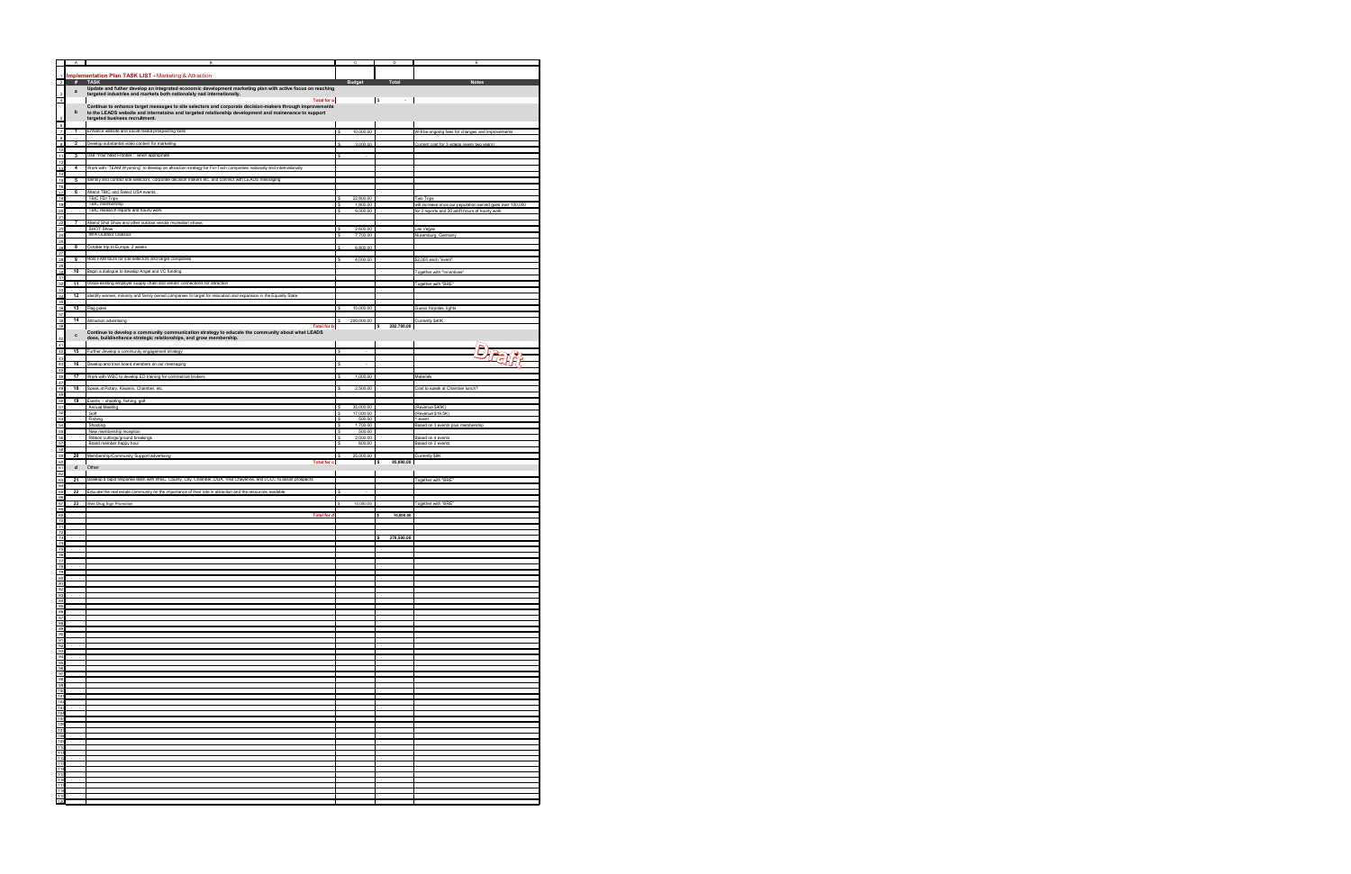# Implementation Plan TASK LIST - Marketing & Attraction

| # | TASK | Budget | Total | Notes |
|---|---|---|---|---|
| a | **Update and futher develop an integrated economic development marketing plan with active focus on reaching targeted industries and markets both nationally nad internationally.** | | | |
| | Total for a | | $ - | |
| b | **Continue to enhance target messages to site selectors and corporate decision-makers through improvements to the LEADS website and internatoina and targeted relationship development and mainenance to support targeted business recruitment.** | | | |
| 1 | Enhance website and social media prospecting tools | $ 10,000.00 | | Will be ongoing fees for changes and improvements |
| 2 | Develop substantive video content for marketing | $ 3,000.00 | | Current cost for 3 videos (every two years) |
| 3 | Use "Your Next Frontier:" when appropriate | $ - | | |
| 4 | Work with "TEAM Wyoming" to develop an attraction strategy for Fin-Tech companies nationally and internationally | | | |
| 5 | Identify and contact site selectors, corporate decision makers etc. and connect with LEADS messaging | | | |
| 6 | Attend TBIC and Select USA events | | | |
| | TBIC FDI Trips | $ 22,000.00 | | Two Trips |
| | TBIC membership | $ 1,000.00 | | will increase once our population served goes over 100,000 |
| | TBIC Research reports and hourly work | $ 9,000.00 | | for 3 reports and 20 add'l hours of hourly work |
| 7 | Attend Shot Show and other outdoor vendor recreation shows | | | |
| | SHOT Show | $ 2,600.00 | | Las Vegas |
| | IWA Outdoor Classics | $ 7,700.00 | | Nuremburg, Germany |
| 8 | October trip to Europe, 2 weeks | $ 6,000.00 | | |
| 9 | Host FAM tours for site selectors and target companies | $ 4,000.00 | | $2,000 each "event" |
| 10 | Begin a dialogue to develop Angel and VC funding | | | Together with "Incentives" |
| 11 | Utilize existing employer supply chain and vendor connections for attraction | | | Together with "BRE" |
| 12 | Identify women, minority and family owned companies to target for relocation and expansion in the Equality State | | | |
| 13 | Flag poles | $ 15,000.00 | | Guess flagpoles, lights |
| 14 | Attraction advertising | $ 200,000.00 | | Currently $40K |
| | Total for b | | $ 282,700.00 | |
| c | **Continue to develop a community communication strategy to educate the community about what LEADS does, build/enhance strategic relationships, and grow membership.** | | | |
| 15 | Further develop a community engagement strategy | $ - | | |
| 16 | Develop and train board members on our messaging | $ - | | |
| 17 | Work with WBC to develop ED training for commercial brokers | $ 1,000.00 | | Materials |
| 18 | Speak at Rotary, Kiwanis, Chamber, etc. | $ 2,500.00 | | Cost to speak at Chamber lunch? |
| 19 | Events - shooting, fishing, golf | | | |
| | Annual Meeting | $ 35,000.00 | | (Revenue $40K) |
| | Golf | $ 17,000.00 | | (Revenue $19.5K) |
| | Fishing | $ 500.00 | | 1 event |
| | Shooting | $ 1,700.00 | | Based on 3 events plus membership |
| | New membership reception | $ 500.00 | | |
| | Ribbon cuttings/ground breakings | $ 2,000.00 | | Based on 4 events |
| | Board member happy hour | $ 600.00 | | Based on 2 events |
| 20 | Membership/Community Support advertising | $ 25,000.00 | | Currently $8K |
| | Total for c | | $ 85,800.00 | |
| d | Other | | | |
| 21 | Develop a rapid response team with WBC, County, City, Chamber, DDA, Visit Cheyenne, and LCCC to recruit prospects | | | Together with "BRE" |
| 22 | Educate the real estate community on the importance of their role in attraction and the resources available | $ - | | |
| 23 | Wall Drug Sign Promotion | $ 10,000.00 | | Together with "BRE" |
| | Total for d | | $ 10,000.00 | |
| | | | $ 378,500.00 | |

Draft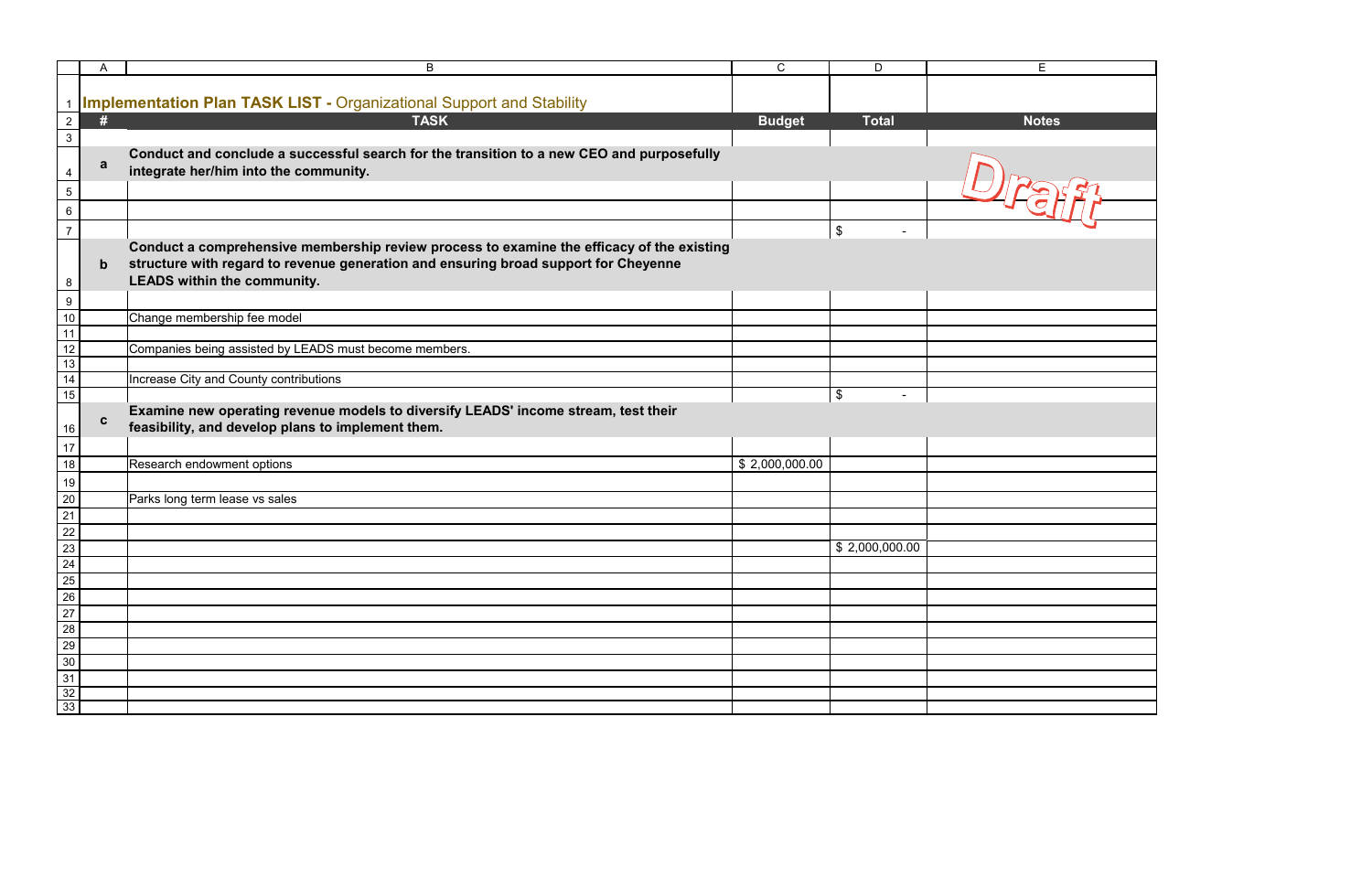# Implementation Plan TASK LIST - Organizational Support and Stability

Draft

| # | TASK | Budget | Total | Notes |
|---|---|---|---|---|
| **a** | **Conduct and conclude a successful search for the transition to a new CEO and purposefully integrate her/him into the community.** | | | |
| | | | $ - | |
| **b** | **Conduct a comprehensive membership review process to examine the efficacy of the existing structure with regard to revenue generation and ensuring broad support for Cheyenne LEADS within the community.** | | | |
| | Change membership fee model | | | |
| | Companies being assisted by LEADS must become members. | | | |
| | Increase City and County contributions | | | |
| | | | $ - | |
| **c** | **Examine new operating revenue models to diversify LEADS' income stream, test their feasibility, and develop plans to implement them.** | | | |
| | Research endowment options | $ 2,000,000.00 | | |
| | Parks long term lease vs sales | | | |
| | | | $ 2,000,000.00 | |